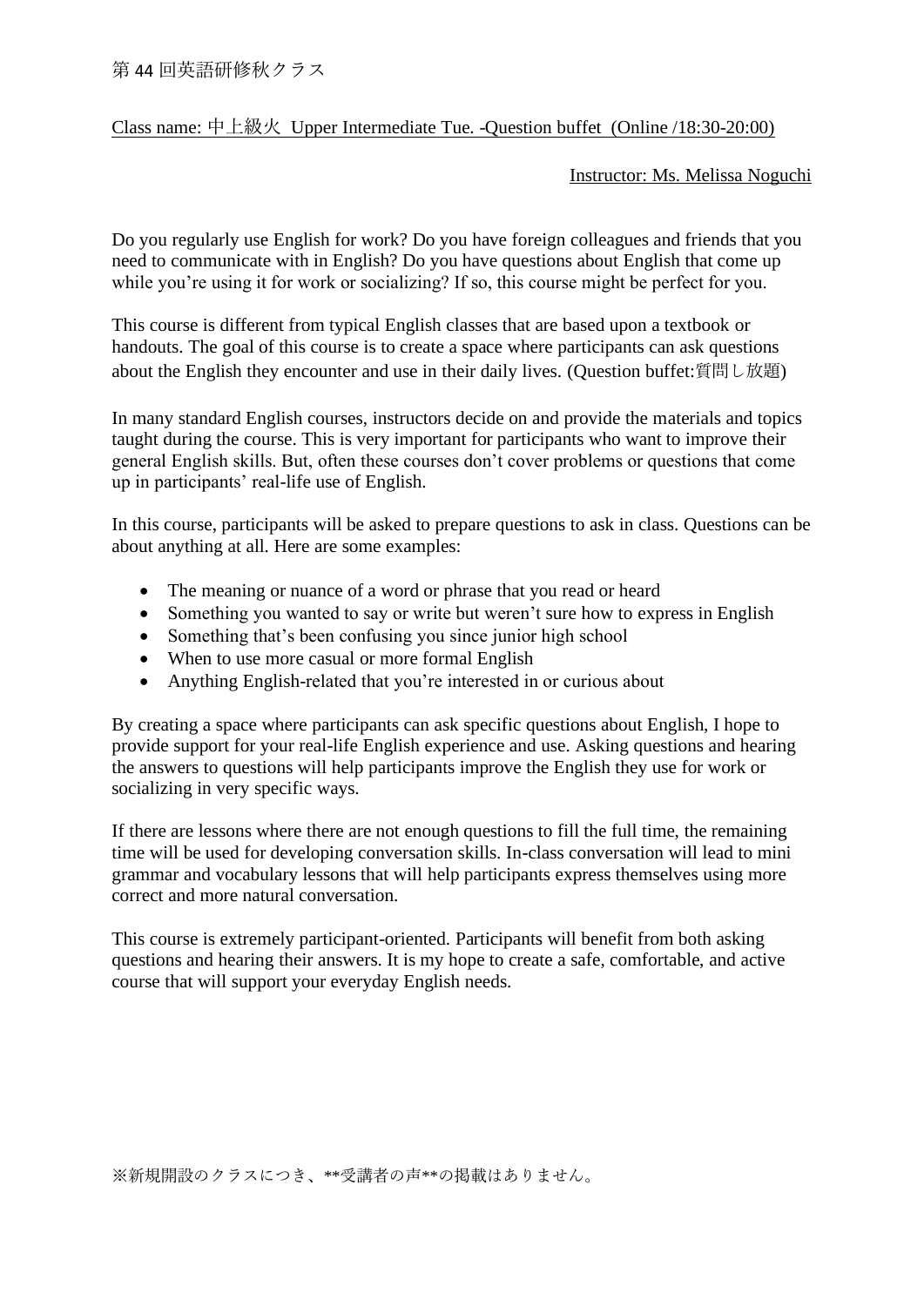第 44 回英語研修秋クラス

Class name: 中上級火 Upper Intermediate Tue. -Question buffet (Online /18:30-20:00)

Instructor: Ms. Melissa Noguchi

Do you regularly use English for work? Do you have foreign colleagues and friends that you need to communicate with in English? Do you have questions about English that come up while you're using it for work or socializing? If so, this course might be perfect for you.

This course is different from typical English classes that are based upon a textbook or handouts. The goal of this course is to create a space where participants can ask questions about the English they encounter and use in their daily lives. (Question buffet:質問し放題)

In many standard English courses, instructors decide on and provide the materials and topics taught during the course. This is very important for participants who want to improve their general English skills. But, often these courses don't cover problems or questions that come up in participants' real-life use of English.

In this course, participants will be asked to prepare questions to ask in class. Questions can be about anything at all. Here are some examples:

- The meaning or nuance of a word or phrase that you read or heard
- Something you wanted to say or write but weren't sure how to express in English
- Something that's been confusing you since junior high school
- When to use more casual or more formal English
- Anything English-related that you're interested in or curious about

By creating a space where participants can ask specific questions about English, I hope to provide support for your real-life English experience and use. Asking questions and hearing the answers to questions will help participants improve the English they use for work or socializing in very specific ways.

If there are lessons where there are not enough questions to fill the full time, the remaining time will be used for developing conversation skills. In-class conversation will lead to mini grammar and vocabulary lessons that will help participants express themselves using more correct and more natural conversation.

This course is extremely participant-oriented. Participants will benefit from both asking questions and hearing their answers. It is my hope to create a safe, comfortable, and active course that will support your everyday English needs.

※新規開設のクラスにつき、**受講者の声**の掲載はありません。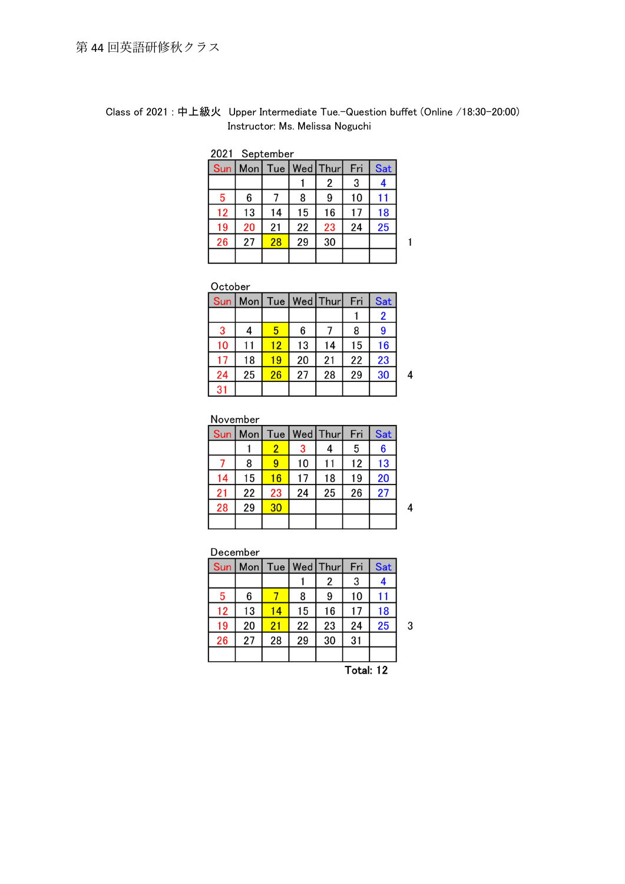第 44 回英語研修秋クラス

Class of 2021 : 中上級火　Upper Intermediate Tue.-Question buffet (Online /18:30-20:00)
Instructor: Ms. Melissa Noguchi

2021　September

| Sun | Mon | Tue | Wed | Thur | Fri | Sat | |
|---|---|---|---|---|---|---|---|
| | | | 1 | 2 | 3 | 4 | |
| 5 | 6 | 7 | 8 | 9 | 10 | 11 | |
| 12 | 13 | 14 | 15 | 16 | 17 | 18 | |
| 19 | 20 | 21 | 22 | 23 | 24 | 25 | |
| 26 | 27 | 28 | 29 | 30 | | | 1 |
| | | | | | | | |

October

| Sun | Mon | Tue | Wed | Thur | Fri | Sat | |
|---|---|---|---|---|---|---|---|
| | | | | | 1 | 2 | |
| 3 | 4 | 5 | 6 | 7 | 8 | 9 | |
| 10 | 11 | 12 | 13 | 14 | 15 | 16 | |
| 17 | 18 | 19 | 20 | 21 | 22 | 23 | |
| 24 | 25 | 26 | 27 | 28 | 29 | 30 | 4 |
| 31 | | | | | | | |

November

| Sun | Mon | Tue | Wed | Thur | Fri | Sat | |
|---|---|---|---|---|---|---|---|
| | 1 | 2 | 3 | 4 | 5 | 6 | |
| 7 | 8 | 9 | 10 | 11 | 12 | 13 | |
| 14 | 15 | 16 | 17 | 18 | 19 | 20 | |
| 21 | 22 | 23 | 24 | 25 | 26 | 27 | |
| 28 | 29 | 30 | | | | | 4 |
| | | | | | | | |

December

| Sun | Mon | Tue | Wed | Thur | Fri | Sat | |
|---|---|---|---|---|---|---|---|
| | | | 1 | 2 | 3 | 4 | |
| 5 | 6 | 7 | 8 | 9 | 10 | 11 | |
| 12 | 13 | 14 | 15 | 16 | 17 | 18 | |
| 19 | 20 | 21 | 22 | 23 | 24 | 25 | 3 |
| 26 | 27 | 28 | 29 | 30 | 31 | | |
| | | | | | | | |

**Total: 12**